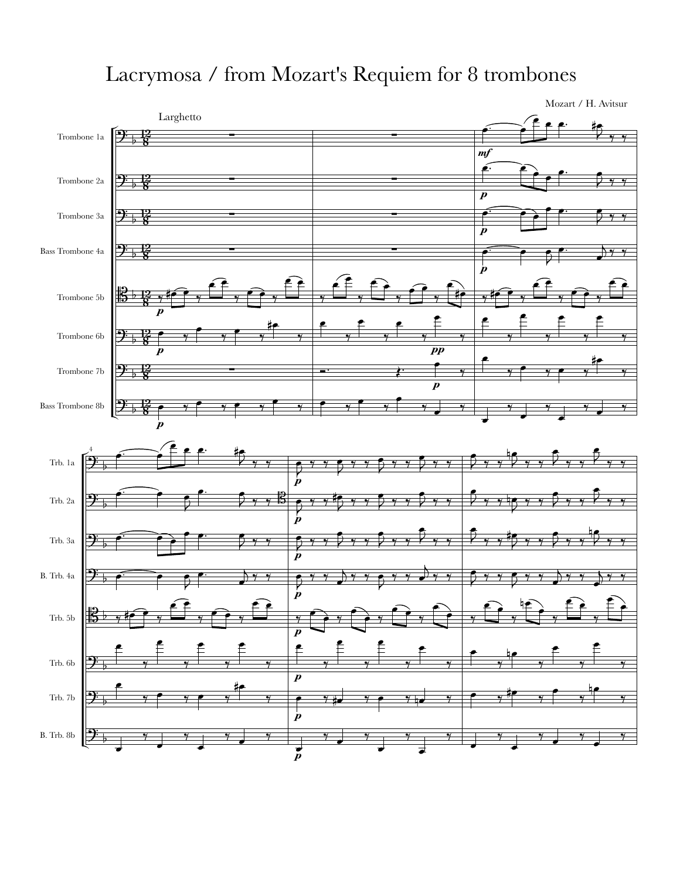# Lacrymosa / from Mozart's Requiem for 8 trombones

Mozart / H. Avitsur

Larghetto

Trombone 1a

Trombone 2a

Trombone 3a

Bass Trombone 4a

Trombone 5b

Trombone 6b

Trombone 7b

Bass Trombone 8b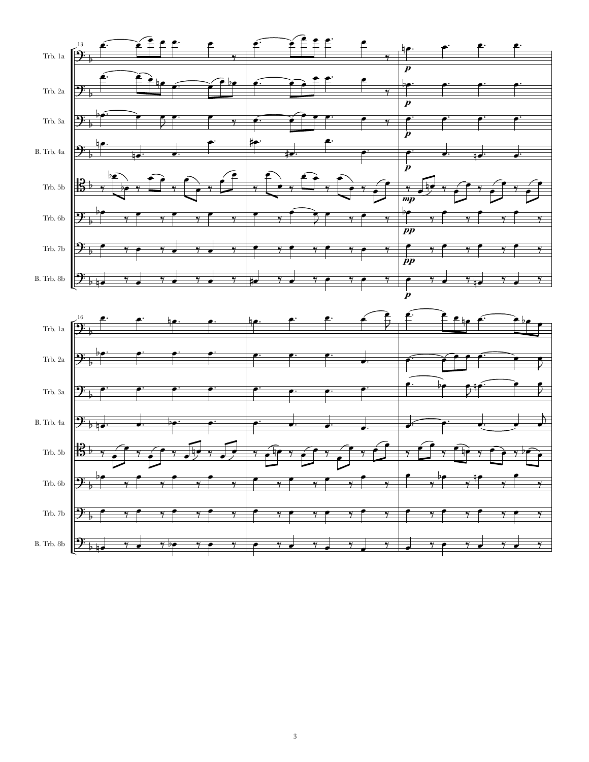Trb. 1a

Trb. 2a

Trb. 3a

B. Trb. 4a

Trb. 5b

Trb. 6b

Trb. 7b

B. Trb. 8b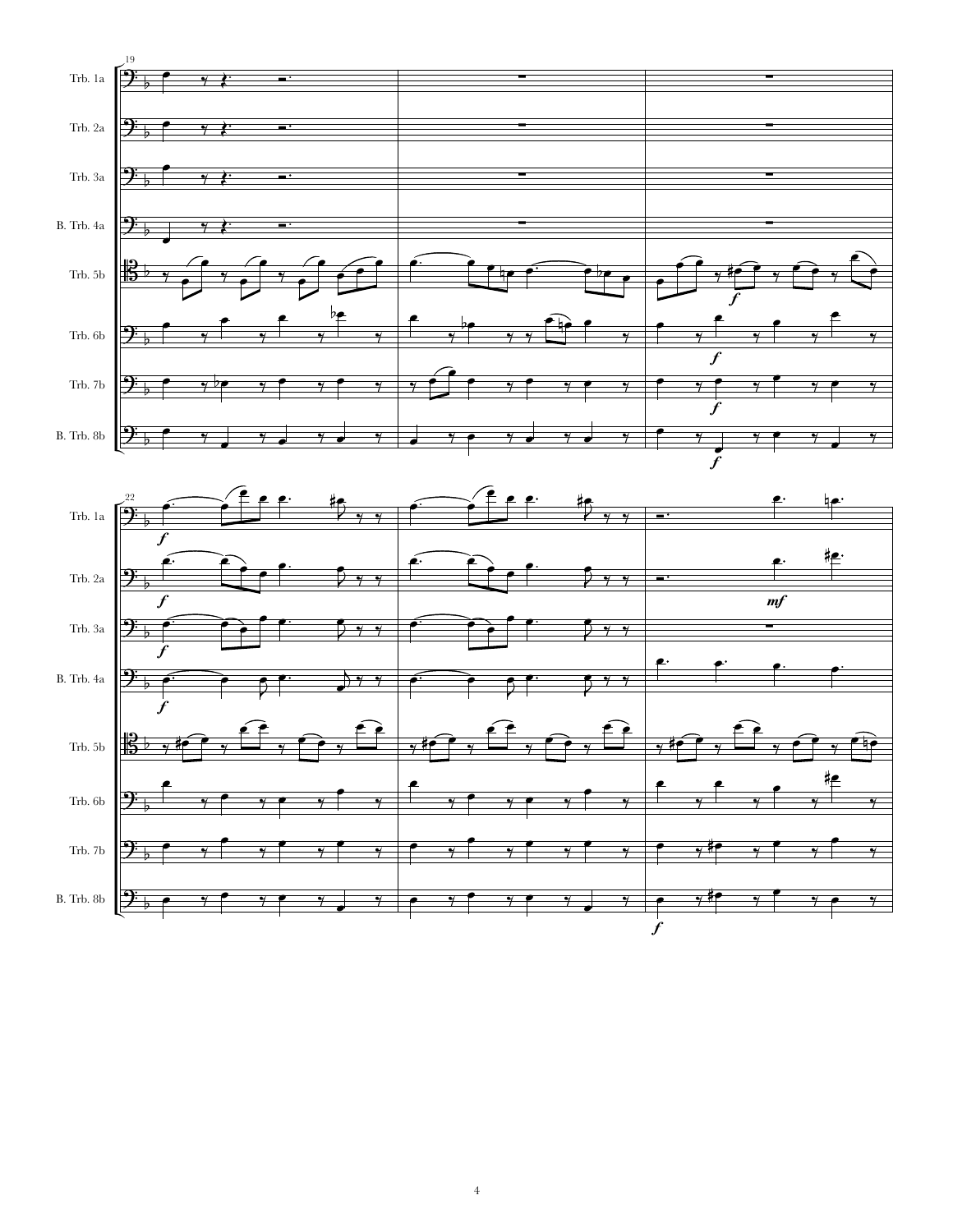Trb. 1a

Trb. 2a

Trb. 3a

B. Trb. 4a

Trb. 5b

Trb. 6b

Trb. 7b

B. Trb. 8b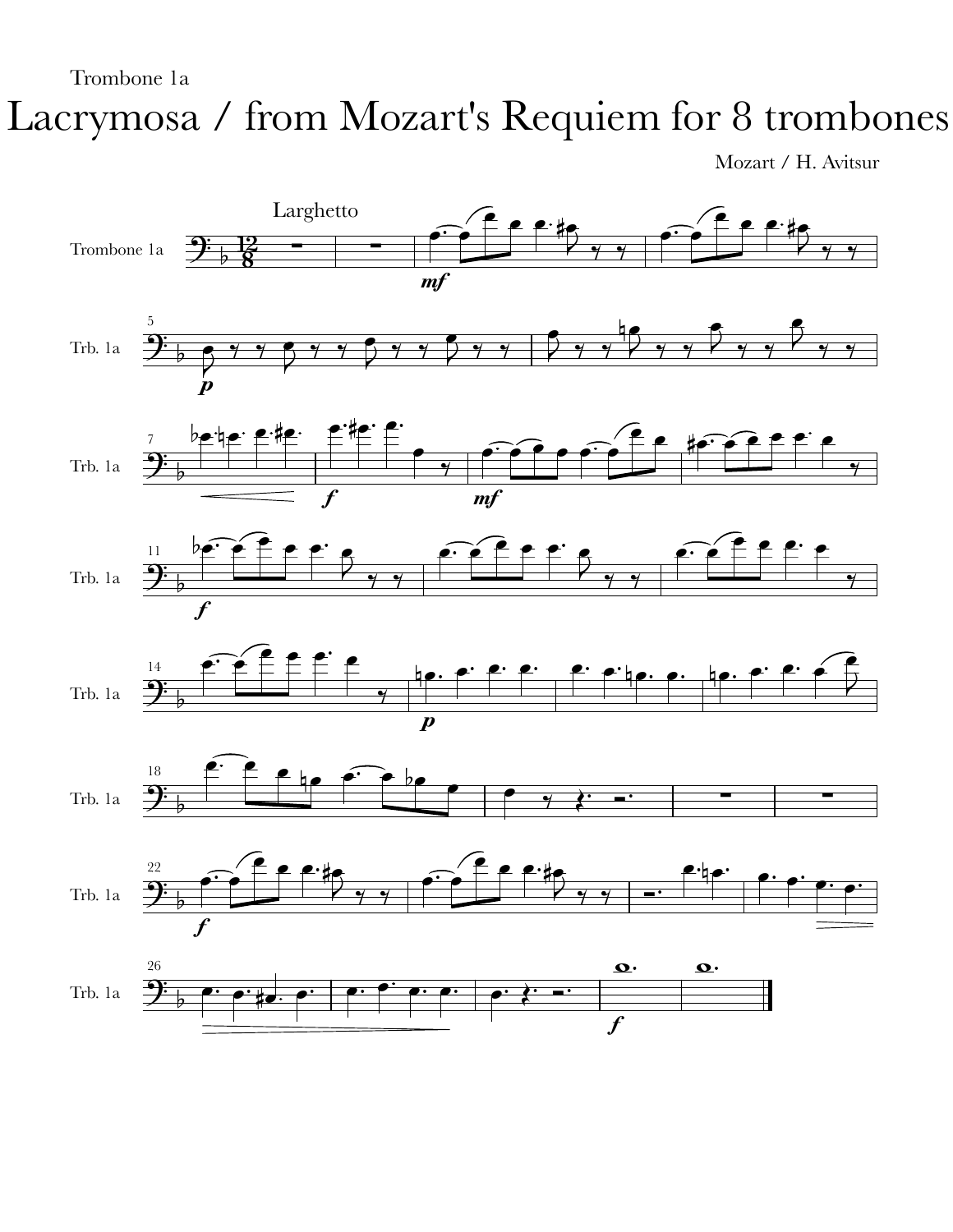Trombone 1a

# Lacrymosa / from Mozart's Requiem for 8 trombones

Mozart / H. Avitsur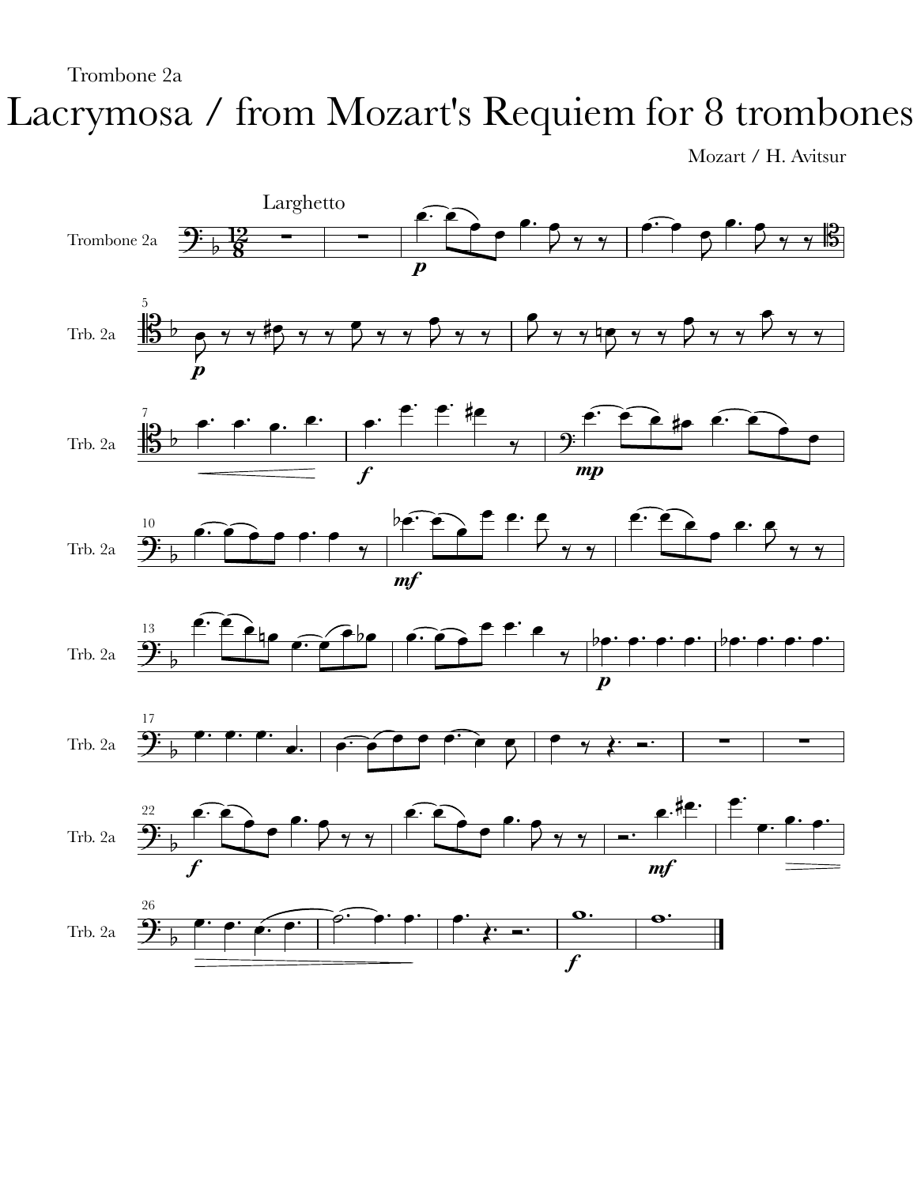Trombone 2a

# Lacrymosa / from Mozart's Requiem for 8 trombones

Mozart / H. Avitsur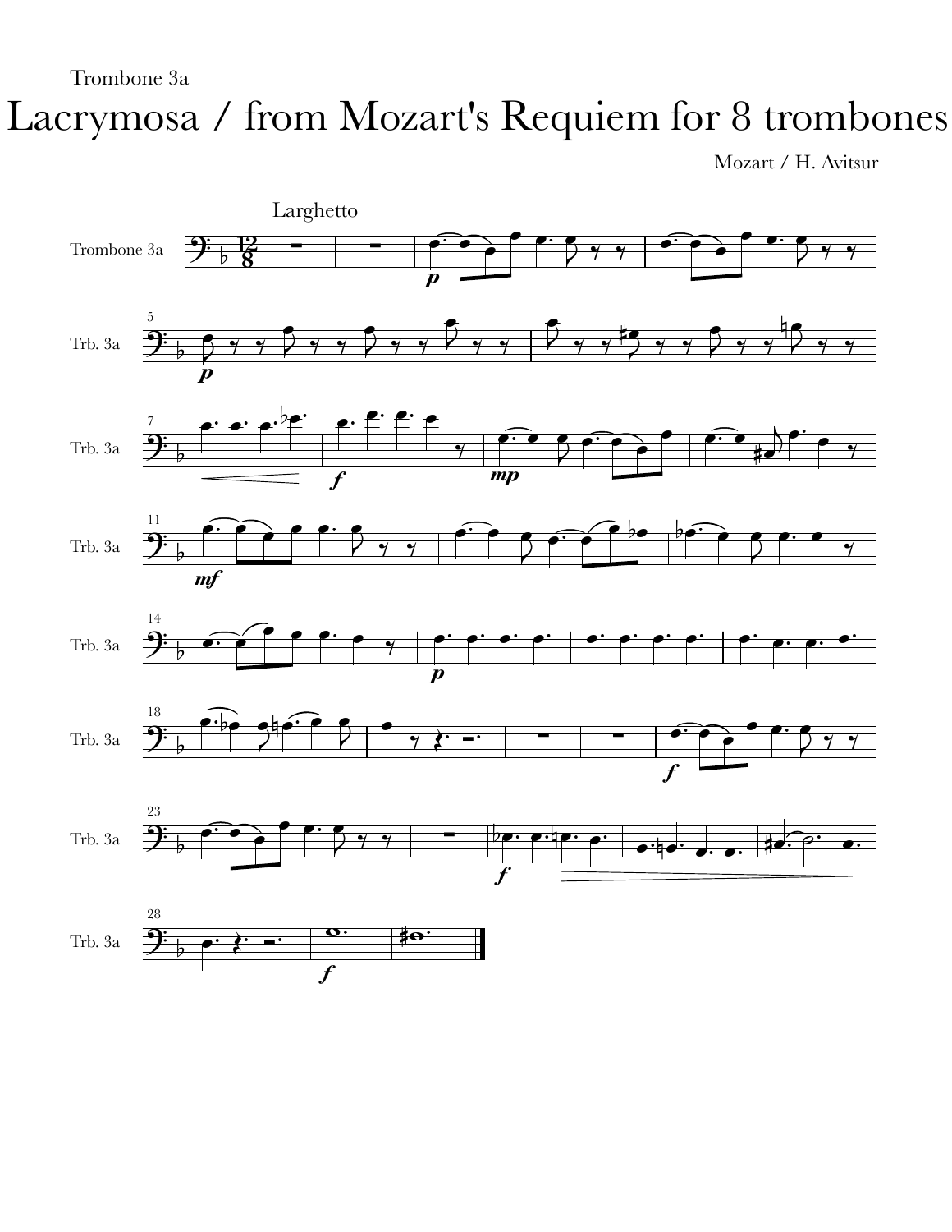Trombone 3a

# Lacrymosa / from Mozart's Requiem for 8 trombones

Mozart / H. Avitsur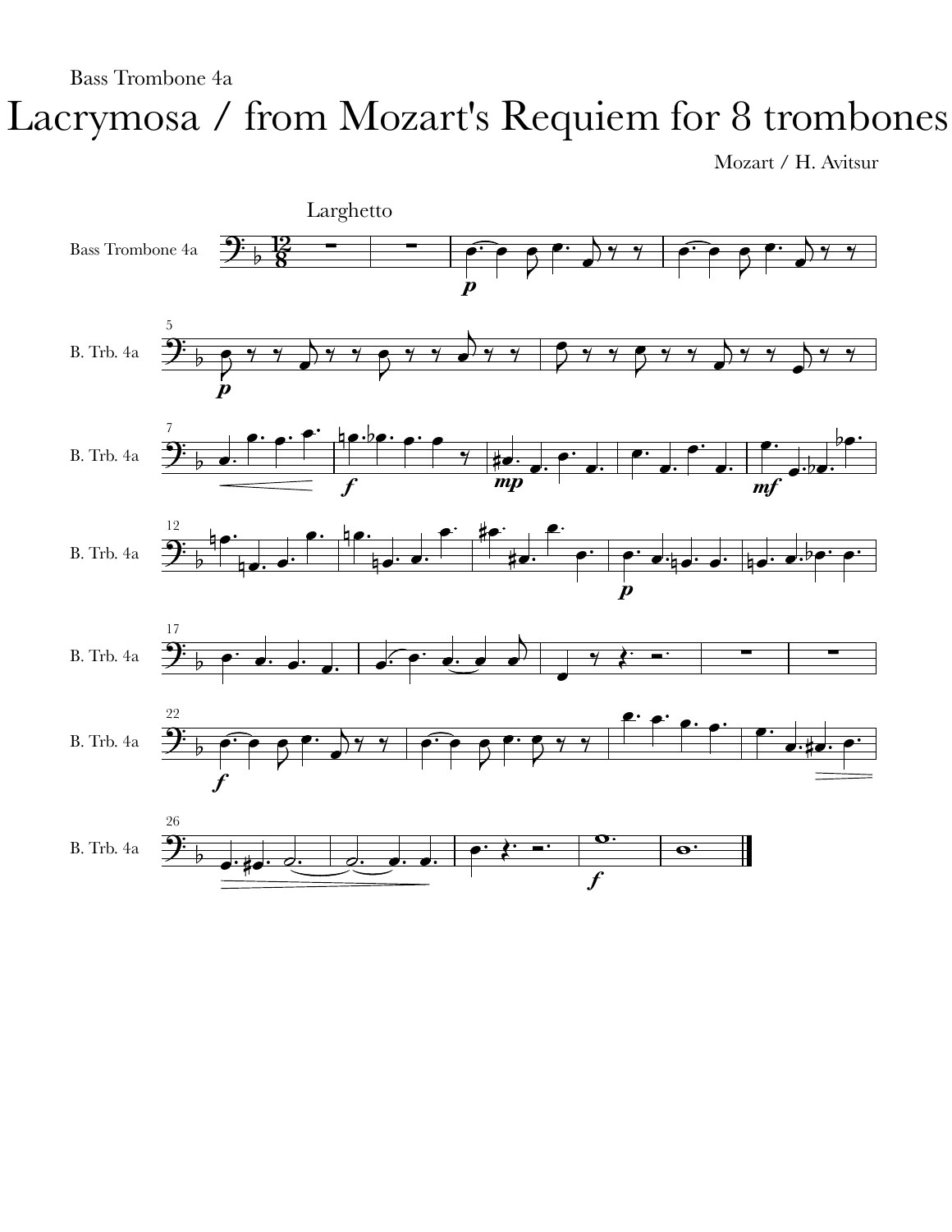Bass Trombone 4a

# Lacrymosa / from Mozart's Requiem for 8 trombones

Mozart / H. Avitsur

Larghetto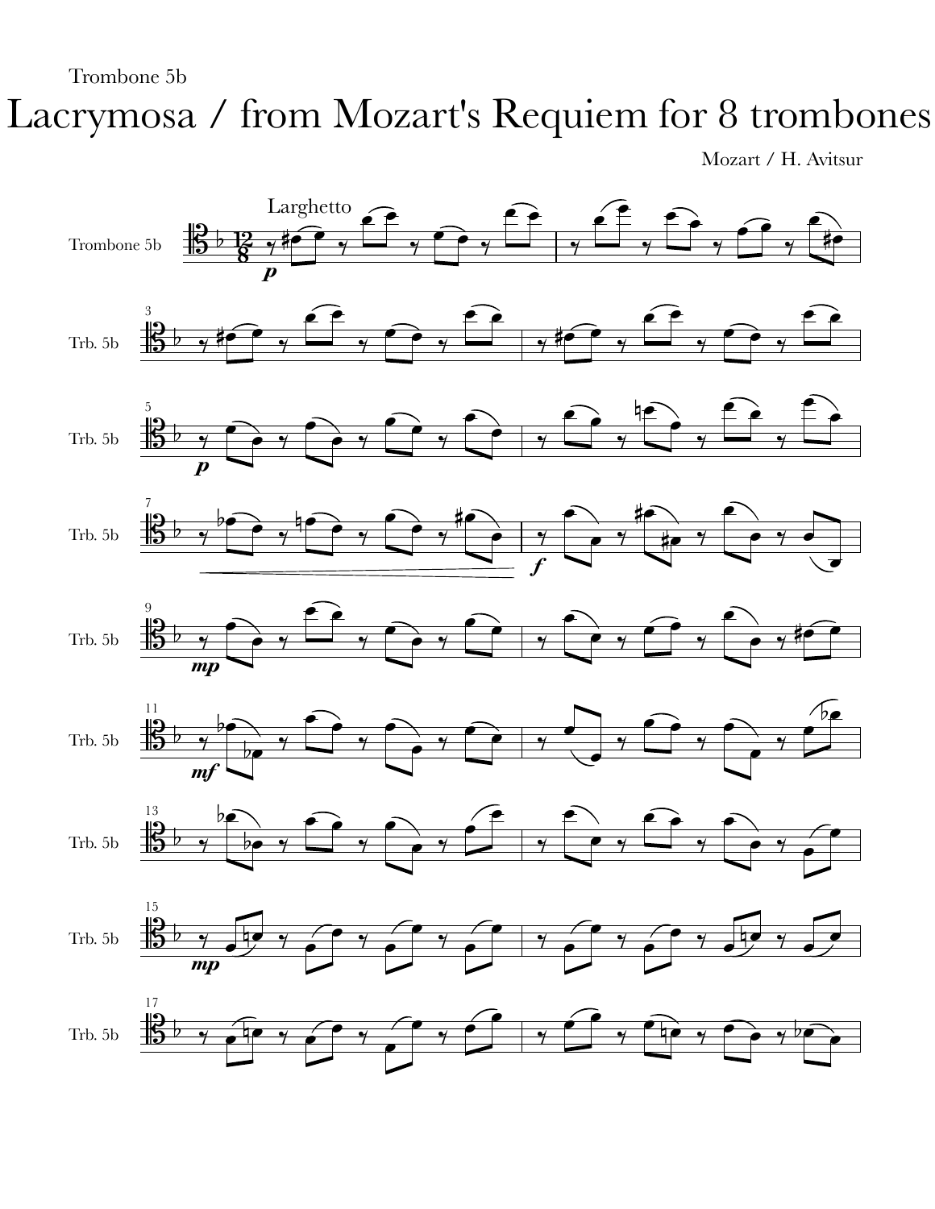Trombone 5b

# Lacrymosa / from Mozart's Requiem for 8 trombones

Mozart / H. Avitsur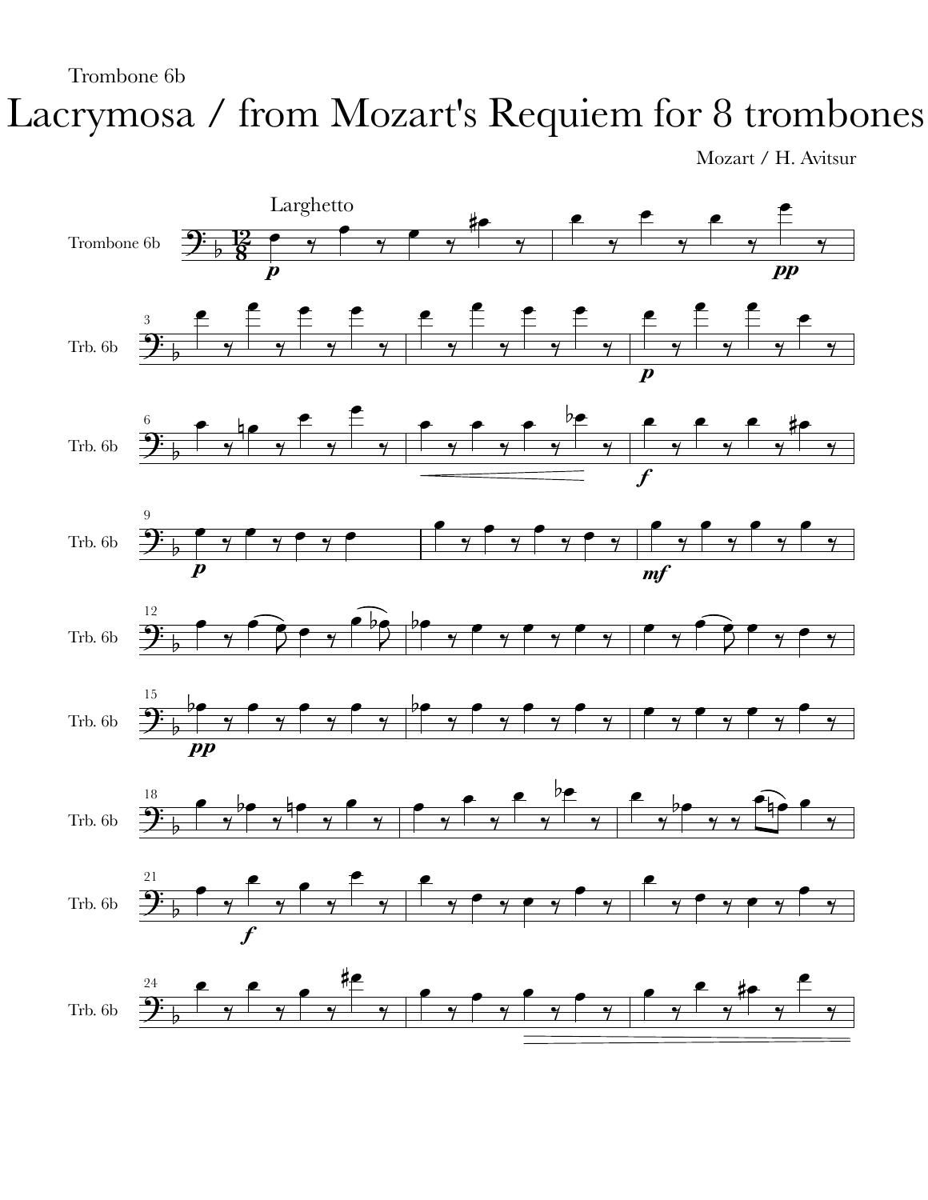Trombone 6b

# Lacrymosa / from Mozart's Requiem for 8 trombones

Mozart / H. Avitsur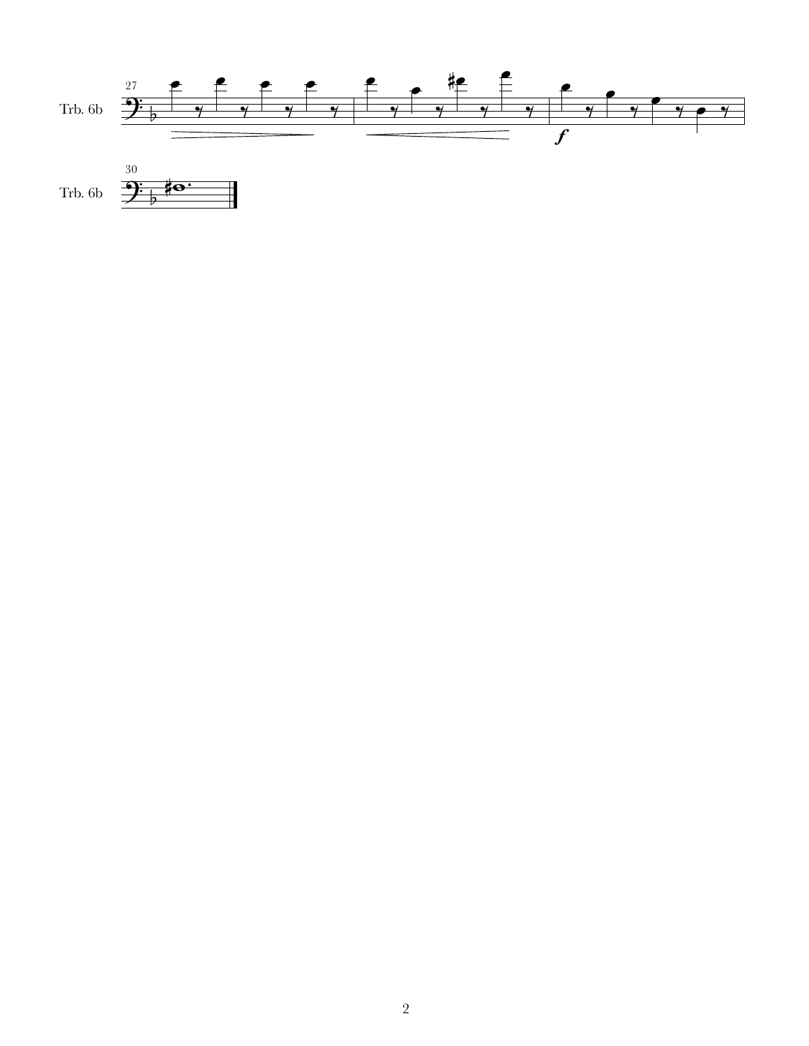27

Trb. 6b

30

Trb. 6b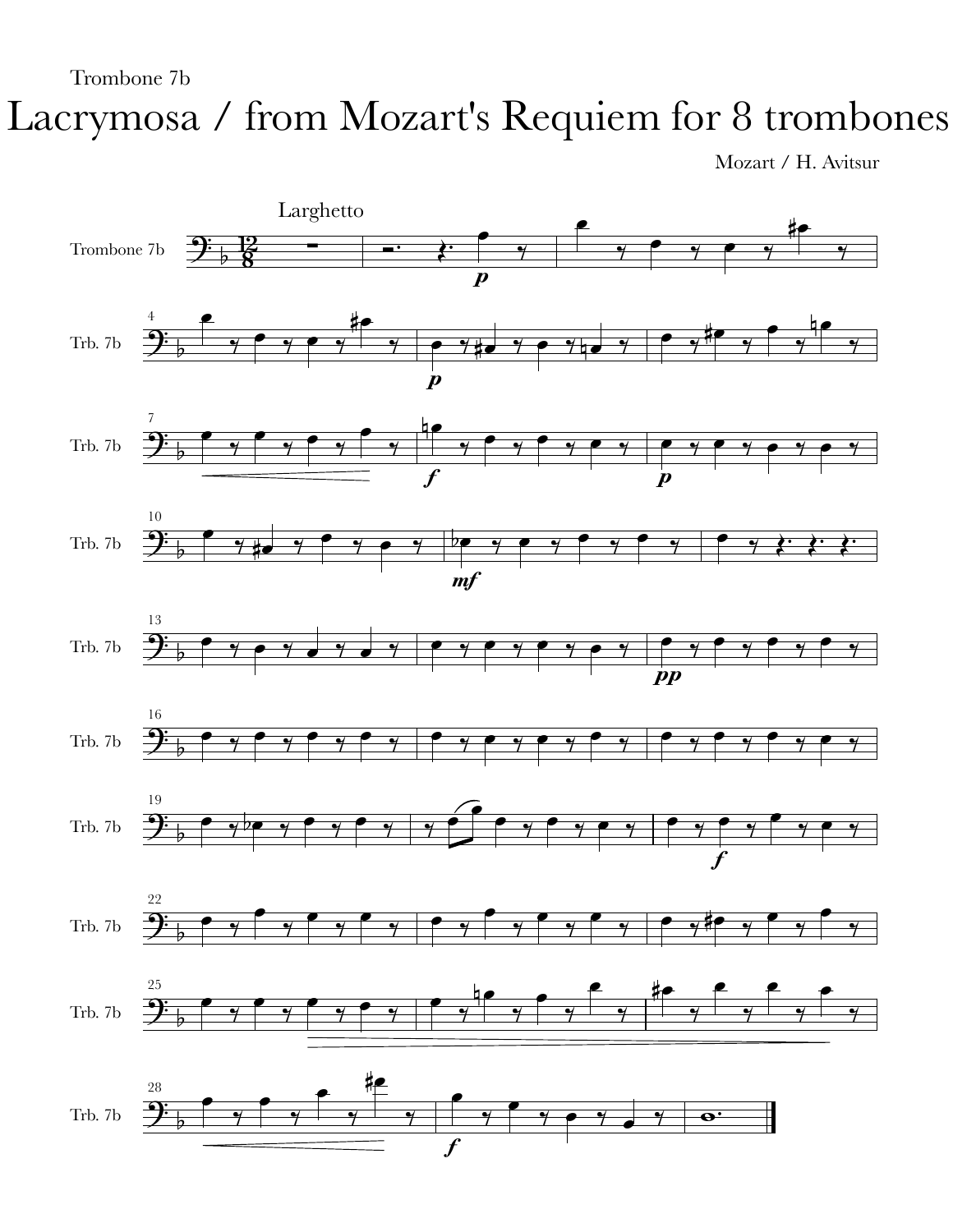Trombone 7b

# Lacrymosa / from Mozart's Requiem for 8 trombones

Mozart / H. Avitsur

Larghetto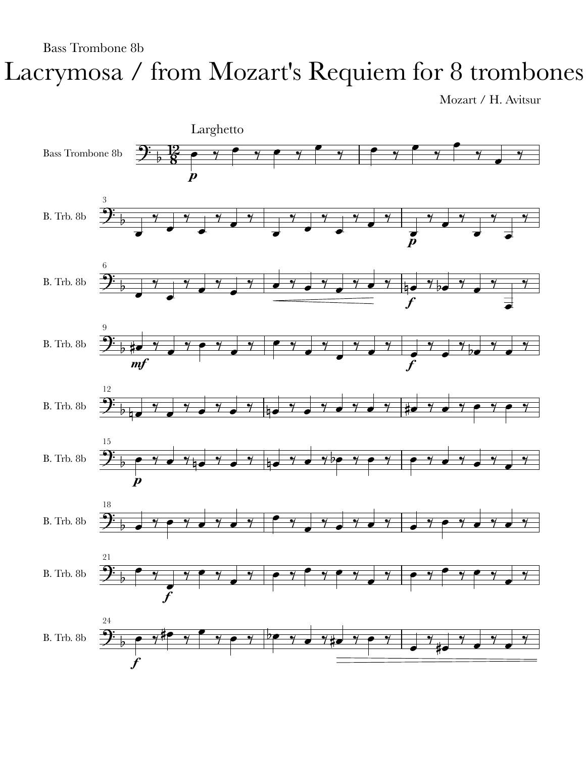Bass Trombone 8b

# Lacrymosa / from Mozart's Requiem for 8 trombones

Mozart / H. Avitsur

Larghetto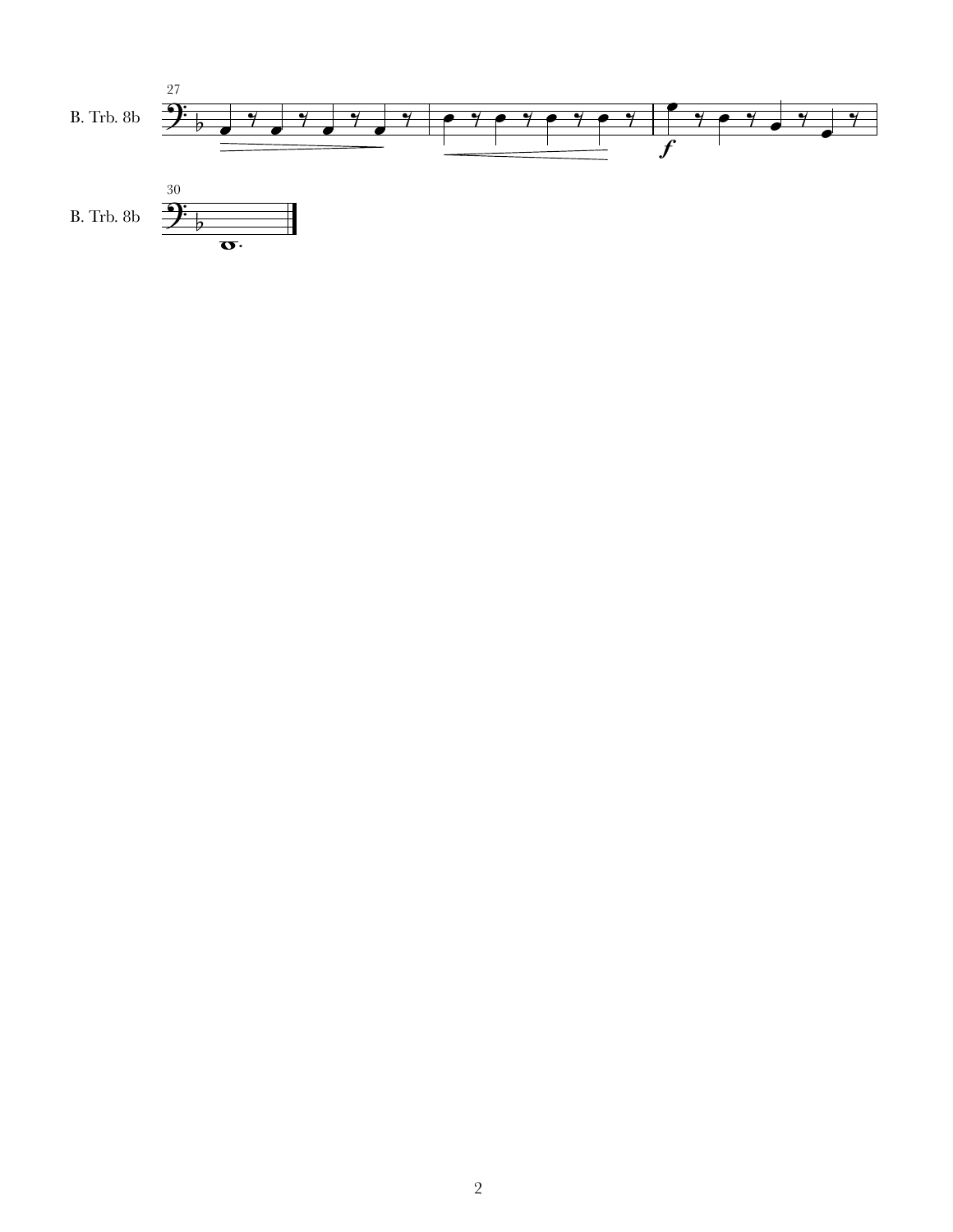27

B. Trb. 8b

*f*

30

B. Trb. 8b